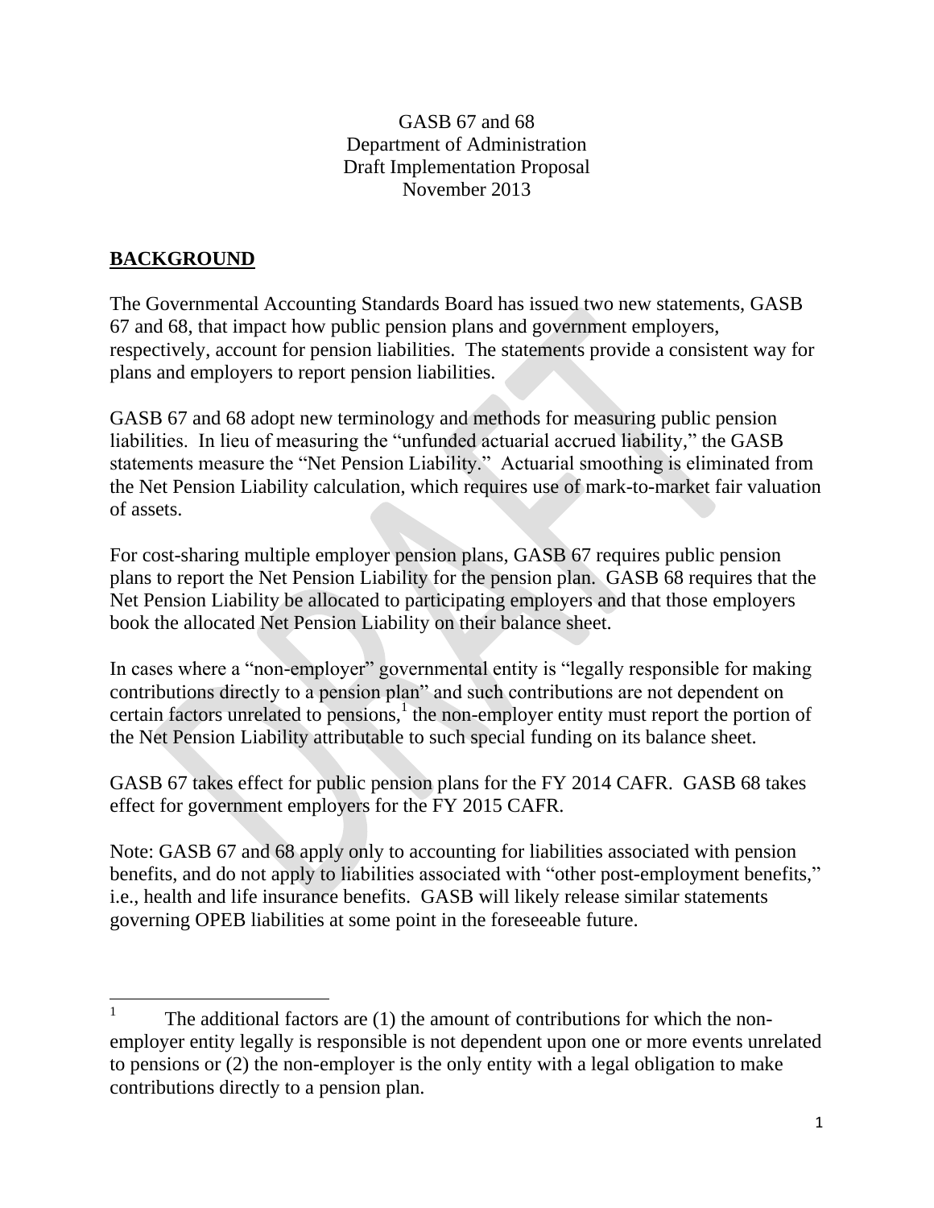GASB 67 and 68
Department of Administration
Draft Implementation Proposal
November 2013

## BACKGROUND

The Governmental Accounting Standards Board has issued two new statements, GASB 67 and 68, that impact how public pension plans and government employers, respectively, account for pension liabilities. The statements provide a consistent way for plans and employers to report pension liabilities.

GASB 67 and 68 adopt new terminology and methods for measuring public pension liabilities. In lieu of measuring the "unfunded actuarial accrued liability," the GASB statements measure the "Net Pension Liability." Actuarial smoothing is eliminated from the Net Pension Liability calculation, which requires use of mark-to-market fair valuation of assets.

For cost-sharing multiple employer pension plans, GASB 67 requires public pension plans to report the Net Pension Liability for the pension plan. GASB 68 requires that the Net Pension Liability be allocated to participating employers and that those employers book the allocated Net Pension Liability on their balance sheet.

In cases where a "non-employer" governmental entity is "legally responsible for making contributions directly to a pension plan" and such contributions are not dependent on certain factors unrelated to pensions,[1] the non-employer entity must report the portion of the Net Pension Liability attributable to such special funding on its balance sheet.

GASB 67 takes effect for public pension plans for the FY 2014 CAFR. GASB 68 takes effect for government employers for the FY 2015 CAFR.

Note: GASB 67 and 68 apply only to accounting for liabilities associated with pension benefits, and do not apply to liabilities associated with "other post-employment benefits," i.e., health and life insurance benefits. GASB will likely release similar statements governing OPEB liabilities at some point in the foreseeable future.

---

[1] The additional factors are (1) the amount of contributions for which the non-employer entity legally is responsible is not dependent upon one or more events unrelated to pensions or (2) the non-employer is the only entity with a legal obligation to make contributions directly to a pension plan.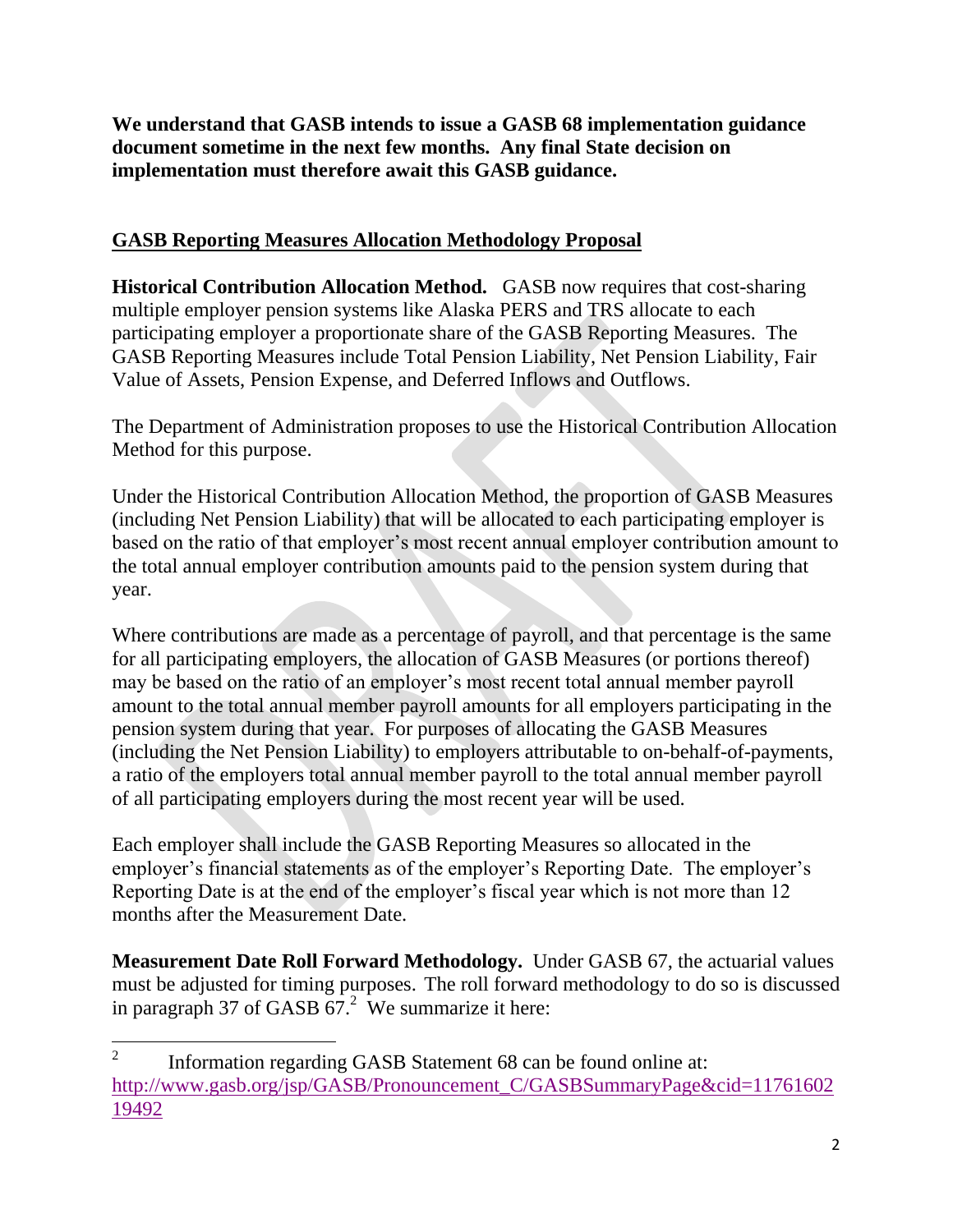**We understand that GASB intends to issue a GASB 68 implementation guidance document sometime in the next few months. Any final State decision on implementation must therefore await this GASB guidance.**

## GASB Reporting Measures Allocation Methodology Proposal

**Historical Contribution Allocation Method.** GASB now requires that cost-sharing multiple employer pension systems like Alaska PERS and TRS allocate to each participating employer a proportionate share of the GASB Reporting Measures. The GASB Reporting Measures include Total Pension Liability, Net Pension Liability, Fair Value of Assets, Pension Expense, and Deferred Inflows and Outflows.

The Department of Administration proposes to use the Historical Contribution Allocation Method for this purpose.

Under the Historical Contribution Allocation Method, the proportion of GASB Measures (including Net Pension Liability) that will be allocated to each participating employer is based on the ratio of that employer's most recent annual employer contribution amount to the total annual employer contribution amounts paid to the pension system during that year.

Where contributions are made as a percentage of payroll, and that percentage is the same for all participating employers, the allocation of GASB Measures (or portions thereof) may be based on the ratio of an employer's most recent total annual member payroll amount to the total annual member payroll amounts for all employers participating in the pension system during that year. For purposes of allocating the GASB Measures (including the Net Pension Liability) to employers attributable to on-behalf-of-payments, a ratio of the employers total annual member payroll to the total annual member payroll of all participating employers during the most recent year will be used.

Each employer shall include the GASB Reporting Measures so allocated in the employer's financial statements as of the employer's Reporting Date. The employer's Reporting Date is at the end of the employer's fiscal year which is not more than 12 months after the Measurement Date.

**Measurement Date Roll Forward Methodology.** Under GASB 67, the actuarial values must be adjusted for timing purposes. The roll forward methodology to do so is discussed in paragraph 37 of GASB 67.[2] We summarize it here:

---

[2] Information regarding GASB Statement 68 can be found online at: http://www.gasb.org/jsp/GASB/Pronouncement_C/GASBSummaryPage&cid=1176160219492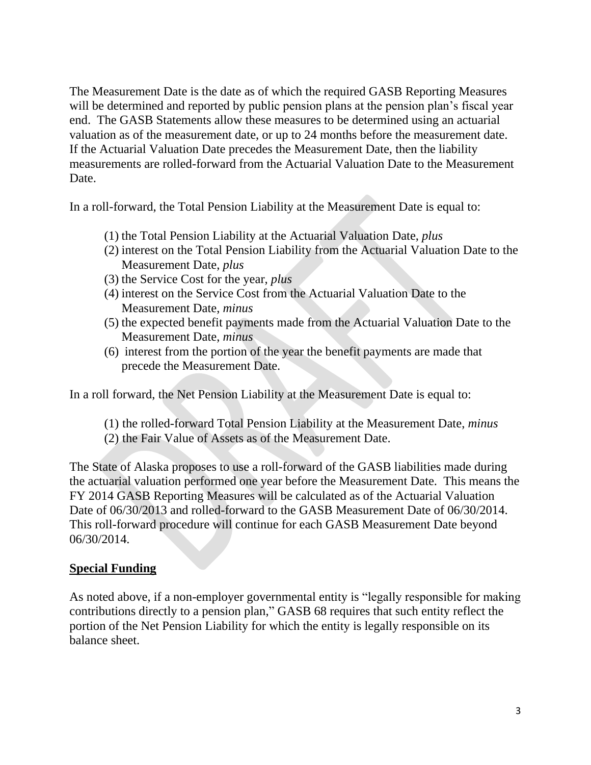The Measurement Date is the date as of which the required GASB Reporting Measures will be determined and reported by public pension plans at the pension plan's fiscal year end. The GASB Statements allow these measures to be determined using an actuarial valuation as of the measurement date, or up to 24 months before the measurement date. If the Actuarial Valuation Date precedes the Measurement Date, then the liability measurements are rolled-forward from the Actuarial Valuation Date to the Measurement Date.

In a roll-forward, the Total Pension Liability at the Measurement Date is equal to:

(1) the Total Pension Liability at the Actuarial Valuation Date, *plus*
(2) interest on the Total Pension Liability from the Actuarial Valuation Date to the Measurement Date, *plus*
(3) the Service Cost for the year, *plus*
(4) interest on the Service Cost from the Actuarial Valuation Date to the Measurement Date, *minus*
(5) the expected benefit payments made from the Actuarial Valuation Date to the Measurement Date, *minus*
(6) interest from the portion of the year the benefit payments are made that precede the Measurement Date.

In a roll forward, the Net Pension Liability at the Measurement Date is equal to:

(1) the rolled-forward Total Pension Liability at the Measurement Date, *minus*
(2) the Fair Value of Assets as of the Measurement Date.

The State of Alaska proposes to use a roll-forward of the GASB liabilities made during the actuarial valuation performed one year before the Measurement Date. This means the FY 2014 GASB Reporting Measures will be calculated as of the Actuarial Valuation Date of 06/30/2013 and rolled-forward to the GASB Measurement Date of 06/30/2014. This roll-forward procedure will continue for each GASB Measurement Date beyond 06/30/2014.

## Special Funding

As noted above, if a non-employer governmental entity is "legally responsible for making contributions directly to a pension plan," GASB 68 requires that such entity reflect the portion of the Net Pension Liability for which the entity is legally responsible on its balance sheet.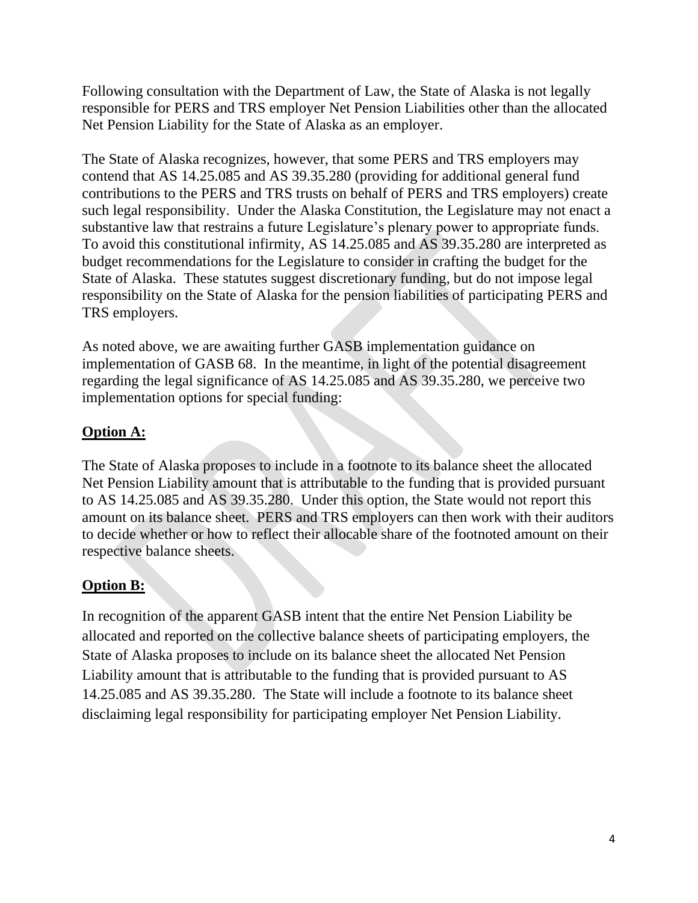Following consultation with the Department of Law, the State of Alaska is not legally responsible for PERS and TRS employer Net Pension Liabilities other than the allocated Net Pension Liability for the State of Alaska as an employer.

The State of Alaska recognizes, however, that some PERS and TRS employers may contend that AS 14.25.085 and AS 39.35.280 (providing for additional general fund contributions to the PERS and TRS trusts on behalf of PERS and TRS employers) create such legal responsibility. Under the Alaska Constitution, the Legislature may not enact a substantive law that restrains a future Legislature's plenary power to appropriate funds. To avoid this constitutional infirmity, AS 14.25.085 and AS 39.35.280 are interpreted as budget recommendations for the Legislature to consider in crafting the budget for the State of Alaska. These statutes suggest discretionary funding, but do not impose legal responsibility on the State of Alaska for the pension liabilities of participating PERS and TRS employers.

As noted above, we are awaiting further GASB implementation guidance on implementation of GASB 68. In the meantime, in light of the potential disagreement regarding the legal significance of AS 14.25.085 and AS 39.35.280, we perceive two implementation options for special funding:

**Option A:**

The State of Alaska proposes to include in a footnote to its balance sheet the allocated Net Pension Liability amount that is attributable to the funding that is provided pursuant to AS 14.25.085 and AS 39.35.280. Under this option, the State would not report this amount on its balance sheet. PERS and TRS employers can then work with their auditors to decide whether or how to reflect their allocable share of the footnoted amount on their respective balance sheets.

**Option B:**

In recognition of the apparent GASB intent that the entire Net Pension Liability be allocated and reported on the collective balance sheets of participating employers, the State of Alaska proposes to include on its balance sheet the allocated Net Pension Liability amount that is attributable to the funding that is provided pursuant to AS 14.25.085 and AS 39.35.280. The State will include a footnote to its balance sheet disclaiming legal responsibility for participating employer Net Pension Liability.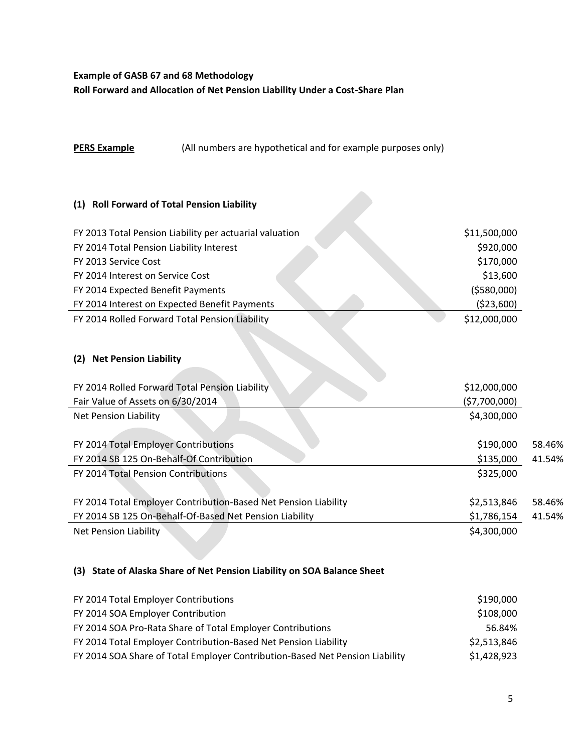**Example of GASB 67 and 68 Methodology**
**Roll Forward and Allocation of Net Pension Liability Under a Cost-Share Plan**

**PERS Example** (All numbers are hypothetical and for example purposes only)

### (1) Roll Forward of Total Pension Liability

| | |
|---|---|
| FY 2013 Total Pension Liability per actuarial valuation | $11,500,000 |
| FY 2014 Total Pension Liability Interest | $920,000 |
| FY 2013 Service Cost | $170,000 |
| FY 2014 Interest on Service Cost | $13,600 |
| FY 2014 Expected Benefit Payments | ($580,000) |
| FY 2014 Interest on Expected Benefit Payments | ($23,600) |
| FY 2014 Rolled Forward Total Pension Liability | $12,000,000 |

### (2) Net Pension Liability

| | | |
|---|---|---|
| FY 2014 Rolled Forward Total Pension Liability | $12,000,000 | |
| Fair Value of Assets on 6/30/2014 | ($7,700,000) | |
| Net Pension Liability | $4,300,000 | |
| | | |
| FY 2014 Total Employer Contributions | $190,000 | 58.46% |
| FY 2014 SB 125 On-Behalf-Of Contribution | $135,000 | 41.54% |
| FY 2014 Total Pension Contributions | $325,000 | |
| | | |
| FY 2014 Total Employer Contribution-Based Net Pension Liability | $2,513,846 | 58.46% |
| FY 2014 SB 125 On-Behalf-Of-Based Net Pension Liability | $1,786,154 | 41.54% |
| Net Pension Liability | $4,300,000 | |

### (3) State of Alaska Share of Net Pension Liability on SOA Balance Sheet

| | |
|---|---|
| FY 2014 Total Employer Contributions | $190,000 |
| FY 2014 SOA Employer Contribution | $108,000 |
| FY 2014 SOA Pro-Rata Share of Total Employer Contributions | 56.84% |
| FY 2014 Total Employer Contribution-Based Net Pension Liability | $2,513,846 |
| FY 2014 SOA Share of Total Employer Contribution-Based Net Pension Liability | $1,428,923 |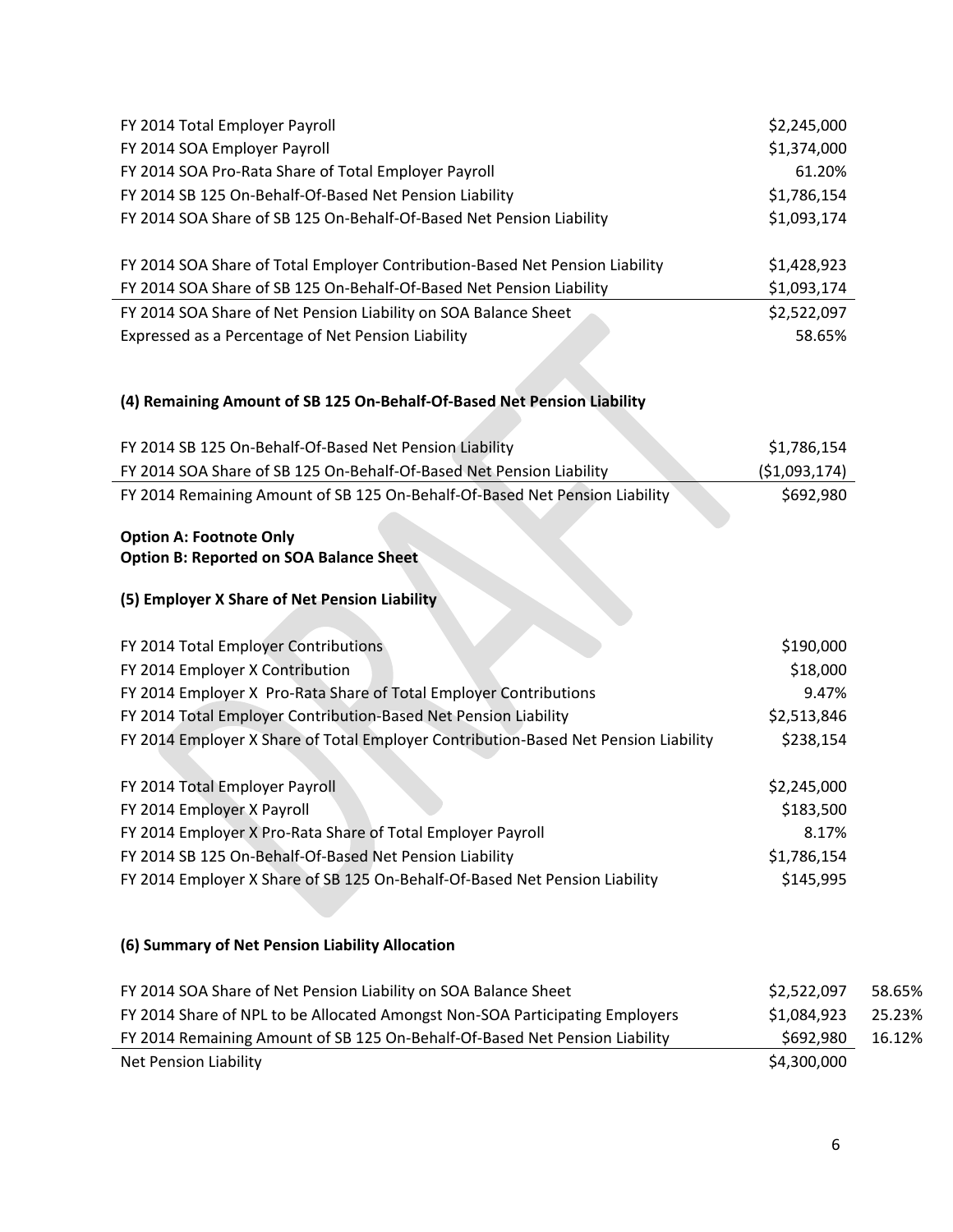| | |
|---|---|
| FY 2014 Total Employer Payroll | $2,245,000 |
| FY 2014 SOA Employer Payroll | $1,374,000 |
| FY 2014 SOA Pro-Rata Share of Total Employer Payroll | 61.20% |
| FY 2014 SB 125 On-Behalf-Of-Based Net Pension Liability | $1,786,154 |
| FY 2014 SOA Share of SB 125 On-Behalf-Of-Based Net Pension Liability | $1,093,174 |

| | |
|---|---|
| FY 2014 SOA Share of Total Employer Contribution-Based Net Pension Liability | $1,428,923 |
| FY 2014 SOA Share of SB 125 On-Behalf-Of-Based Net Pension Liability | $1,093,174 |
| FY 2014 SOA Share of Net Pension Liability on SOA Balance Sheet | $2,522,097 |
| Expressed as a Percentage of Net Pension Liability | 58.65% |

**(4) Remaining Amount of SB 125 On-Behalf-Of-Based Net Pension Liability**

| | |
|---|---|
| FY 2014 SB 125 On-Behalf-Of-Based Net Pension Liability | $1,786,154 |
| FY 2014 SOA Share of SB 125 On-Behalf-Of-Based Net Pension Liability | ($1,093,174) |
| FY 2014 Remaining Amount of SB 125 On-Behalf-Of-Based Net Pension Liability | $692,980 |

**Option A: Footnote Only**
**Option B: Reported on SOA Balance Sheet**

**(5) Employer X Share of Net Pension Liability**

| | |
|---|---|
| FY 2014 Total Employer Contributions | $190,000 |
| FY 2014 Employer X Contribution | $18,000 |
| FY 2014 Employer X Pro-Rata Share of Total Employer Contributions | 9.47% |
| FY 2014 Total Employer Contribution-Based Net Pension Liability | $2,513,846 |
| FY 2014 Employer X Share of Total Employer Contribution-Based Net Pension Liability | $238,154 |

| | |
|---|---|
| FY 2014 Total Employer Payroll | $2,245,000 |
| FY 2014 Employer X Payroll | $183,500 |
| FY 2014 Employer X Pro-Rata Share of Total Employer Payroll | 8.17% |
| FY 2014 SB 125 On-Behalf-Of-Based Net Pension Liability | $1,786,154 |
| FY 2014 Employer X Share of SB 125 On-Behalf-Of-Based Net Pension Liability | $145,995 |

**(6) Summary of Net Pension Liability Allocation**

| | | |
|---|---|---|
| FY 2014 SOA Share of Net Pension Liability on SOA Balance Sheet | $2,522,097 | 58.65% |
| FY 2014 Share of NPL to be Allocated Amongst Non-SOA Participating Employers | $1,084,923 | 25.23% |
| FY 2014 Remaining Amount of SB 125 On-Behalf-Of-Based Net Pension Liability | $692,980 | 16.12% |
| Net Pension Liability | $4,300,000 | |